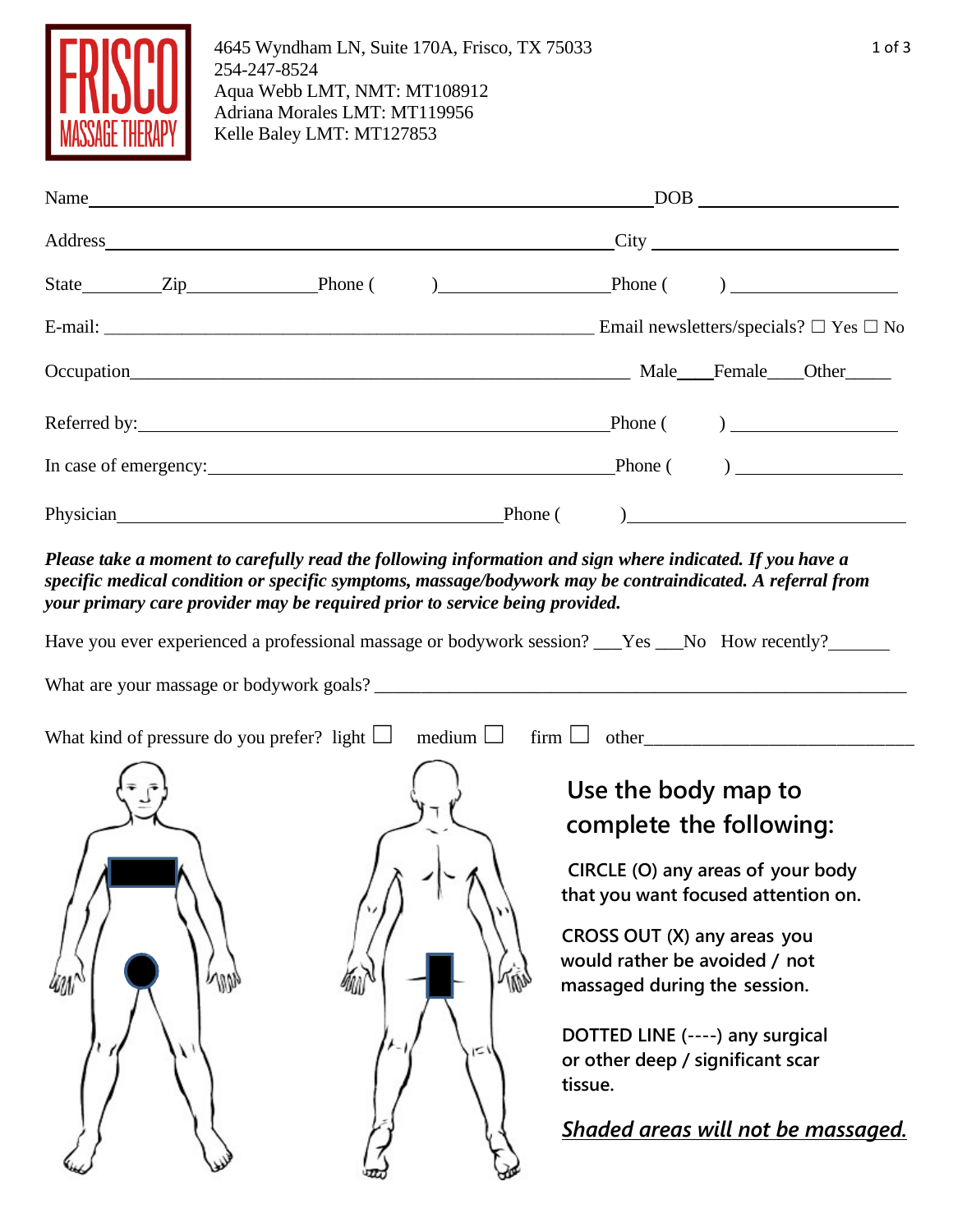# FRISCO MASSAGE THERAPY

4645 Wyndham LN, Suite 170A, Frisco, TX 75033
254-247-8524
Aqua Webb LMT, NMT: MT108912
Adriana Morales LMT: MT119956
Kelle Baley LMT: MT127853

Name______________________________________________________________DOB ________________

Address____________________________________________________City ___________________________

State________Zip_____________Phone (        )__________________Phone (        ) _________________

E-mail: ____________________________________________________ Email newsletters/specials? ☐ Yes ☐ No

Occupation_______________________________________________________ Male____Female____Other_____

Referred by:_____________________________________________________Phone (        ) _________________

In case of emergency:____________________________________________Phone (        ) _________________

Physician_________________________________________Phone (        )______________________________

***Please take a moment to carefully read the following information and sign where indicated. If you have a specific medical condition or specific symptoms, massage/bodywork may be contraindicated. A referral from your primary care provider may be required prior to service being provided.***

Have you ever experienced a professional massage or bodywork session? ___Yes ___No How recently?_______

What are your massage or bodywork goals? ___________________________________________________________

What kind of pressure do you prefer? light ☐ medium ☐ firm ☐ other_____________________________

## Use the body map to complete the following:

CIRCLE (O) any areas of your body that you want focused attention on.

CROSS OUT (X) any areas you would rather be avoided / not massaged during the session.

DOTTED LINE (----) any surgical or other deep / significant scar tissue.

***<u>Shaded areas will not be massaged.</u>***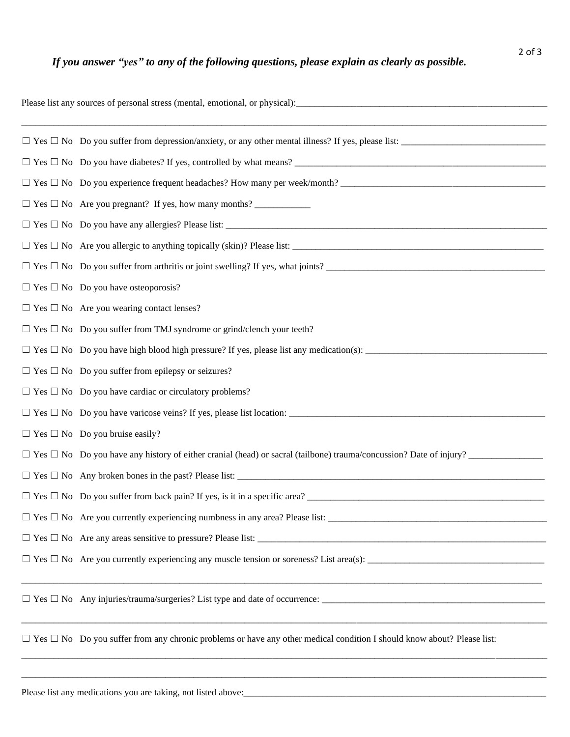***If you answer "yes" to any of the following questions, please explain as clearly as possible.***

Please list any sources of personal stress (mental, emotional, or physical):_______________________________________________________

_______________________________________________________________________________________________________________

☐ Yes ☐ No Do you suffer from depression/anxiety, or any other mental illness? If yes, please list: _______________________________

☐ Yes ☐ No Do you have diabetes? If yes, controlled by what means? ________________________________________________________

☐ Yes ☐ No Do you experience frequent headaches? How many per week/month? ______________________________________________

☐ Yes ☐ No Are you pregnant? If yes, how many months? ____________

☐ Yes ☐ No Do you have any allergies? Please list: _________________________________________________________________________

☐ Yes ☐ No Are you allergic to anything topically (skin)? Please list: _________________________________________________________

☐ Yes ☐ No Do you suffer from arthritis or joint swelling? If yes, what joints? __________________________________________________

☐ Yes ☐ No Do you have osteoporosis?

☐ Yes ☐ No Are you wearing contact lenses?

☐ Yes ☐ No Do you suffer from TMJ syndrome or grind/clench your teeth?

☐ Yes ☐ No Do you have high blood high pressure? If yes, please list any medication(s): _______________________________________

☐ Yes ☐ No Do you suffer from epilepsy or seizures?

☐ Yes ☐ No Do you have cardiac or circulatory problems?

☐ Yes ☐ No Do you have varicose veins? If yes, please list location: _______________________________________________________

☐ Yes ☐ No Do you bruise easily?

☐ Yes ☐ No Do you have any history of either cranial (head) or sacral (tailbone) trauma/concussion? Date of injury? ________________

☐ Yes ☐ No Any broken bones in the past? Please list: ________________________________________________________________

☐ Yes ☐ No Do you suffer from back pain? If yes, is it in a specific area? ____________________________________________________

☐ Yes ☐ No Are you currently experiencing numbness in any area? Please list: _________________________________________________

☐ Yes ☐ No Are any areas sensitive to pressure? Please list: ______________________________________________________________

☐ Yes ☐ No Are you currently experiencing any muscle tension or soreness? List area(s): ______________________________________

_______________________________________________________________________________________________________________

☐ Yes ☐ No Any injuries/trauma/surgeries? List type and date of occurrence: ________________________________________________

_______________________________________________________________________________________________________________

☐ Yes ☐ No Do you suffer from any chronic problems or have any other medical condition I should know about? Please list:

_______________________________________________________________________________________________________________

_______________________________________________________________________________________________________________

Please list any medications you are taking, not listed above:_____________________________________________________________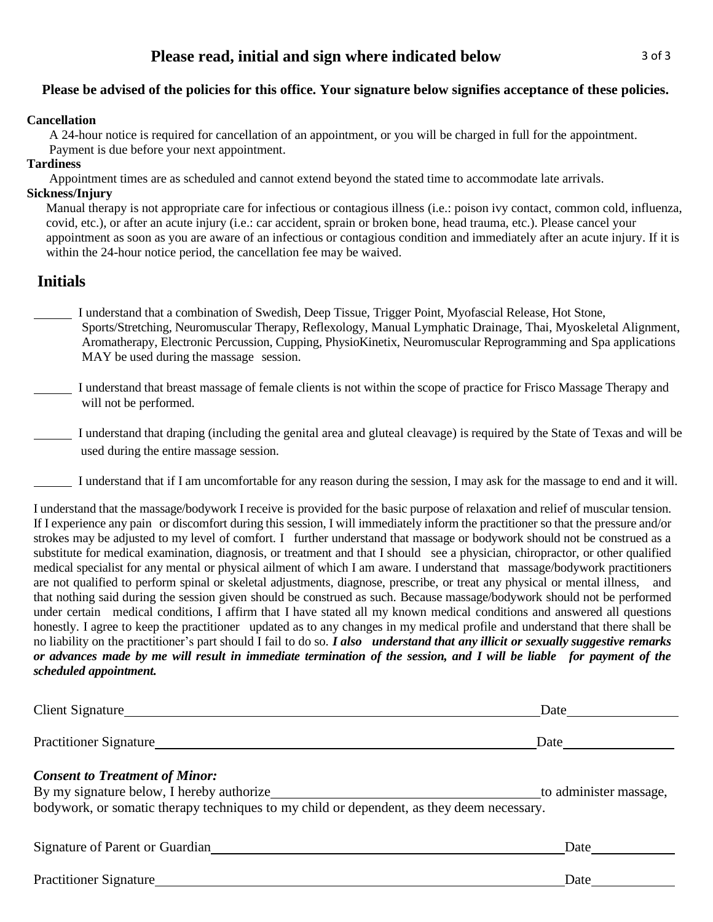## Please read, initial and sign where indicated below

**Please be advised of the policies for this office. Your signature below signifies acceptance of these policies.**

**Cancellation**

A 24-hour notice is required for cancellation of an appointment, or you will be charged in full for the appointment. Payment is due before your next appointment.

**Tardiness**

Appointment times are as scheduled and cannot extend beyond the stated time to accommodate late arrivals.

**Sickness/Injury**

Manual therapy is not appropriate care for infectious or contagious illness (i.e.: poison ivy contact, common cold, influenza, covid, etc.), or after an acute injury (i.e.: car accident, sprain or broken bone, head trauma, etc.). Please cancel your appointment as soon as you are aware of an infectious or contagious condition and immediately after an acute injury. If it is within the 24-hour notice period, the cancellation fee may be waived.

## Initials

______ I understand that a combination of Swedish, Deep Tissue, Trigger Point, Myofascial Release, Hot Stone, Sports/Stretching, Neuromuscular Therapy, Reflexology, Manual Lymphatic Drainage, Thai, Myoskeletal Alignment, Aromatherapy, Electronic Percussion, Cupping, PhysioKinetix, Neuromuscular Reprogramming and Spa applications MAY be used during the massage session.

______ I understand that breast massage of female clients is not within the scope of practice for Frisco Massage Therapy and will not be performed.

______ I understand that draping (including the genital area and gluteal cleavage) is required by the State of Texas and will be used during the entire massage session.

______ I understand that if I am uncomfortable for any reason during the session, I may ask for the massage to end and it will.

I understand that the massage/bodywork I receive is provided for the basic purpose of relaxation and relief of muscular tension. If I experience any pain or discomfort during this session, I will immediately inform the practitioner so that the pressure and/or strokes may be adjusted to my level of comfort. I further understand that massage or bodywork should not be construed as a substitute for medical examination, diagnosis, or treatment and that I should see a physician, chiropractor, or other qualified medical specialist for any mental or physical ailment of which I am aware. I understand that massage/bodywork practitioners are not qualified to perform spinal or skeletal adjustments, diagnose, prescribe, or treat any physical or mental illness, and that nothing said during the session given should be construed as such. Because massage/bodywork should not be performed under certain medical conditions, I affirm that I have stated all my known medical conditions and answered all questions honestly. I agree to keep the practitioner updated as to any changes in my medical profile and understand that there shall be no liability on the practitioner's part should I fail to do so. ***I also understand that any illicit or sexually suggestive remarks or advances made by me will result in immediate termination of the session, and I will be liable for payment of the scheduled appointment.***

Client Signature______________________________________________ Date______________

Practitioner Signature__________________________________________ Date______________

***Consent to Treatment of Minor:***

By my signature below, I hereby authorize______________________________ to administer massage, bodywork, or somatic therapy techniques to my child or dependent, as they deem necessary.

Signature of Parent or Guardian____________________________________ Date__________

Practitioner Signature____________________________________________ Date__________